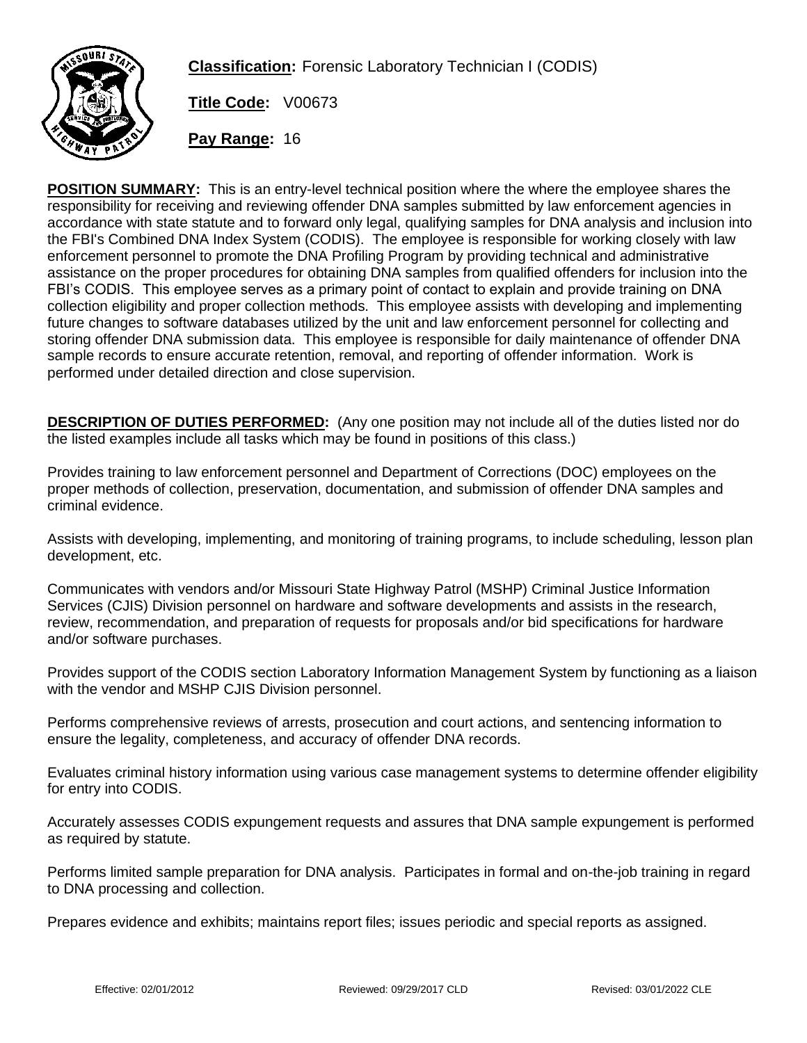**Classification:** Forensic Laboratory Technician I (CODIS)

**Title Code:** V00673

**Pay Range:** 16

**POSITION SUMMARY:** This is an entry-level technical position where the where the employee shares the responsibility for receiving and reviewing offender DNA samples submitted by law enforcement agencies in accordance with state statute and to forward only legal, qualifying samples for DNA analysis and inclusion into the FBI's Combined DNA Index System (CODIS). The employee is responsible for working closely with law enforcement personnel to promote the DNA Profiling Program by providing technical and administrative assistance on the proper procedures for obtaining DNA samples from qualified offenders for inclusion into the FBI's CODIS. This employee serves as a primary point of contact to explain and provide training on DNA collection eligibility and proper collection methods. This employee assists with developing and implementing future changes to software databases utilized by the unit and law enforcement personnel for collecting and storing offender DNA submission data. This employee is responsible for daily maintenance of offender DNA sample records to ensure accurate retention, removal, and reporting of offender information. Work is performed under detailed direction and close supervision.

**DESCRIPTION OF DUTIES PERFORMED:** (Any one position may not include all of the duties listed nor do the listed examples include all tasks which may be found in positions of this class.)

Provides training to law enforcement personnel and Department of Corrections (DOC) employees on the proper methods of collection, preservation, documentation, and submission of offender DNA samples and criminal evidence.

Assists with developing, implementing, and monitoring of training programs, to include scheduling, lesson plan development, etc.

Communicates with vendors and/or Missouri State Highway Patrol (MSHP) Criminal Justice Information Services (CJIS) Division personnel on hardware and software developments and assists in the research, review, recommendation, and preparation of requests for proposals and/or bid specifications for hardware and/or software purchases.

Provides support of the CODIS section Laboratory Information Management System by functioning as a liaison with the vendor and MSHP CJIS Division personnel.

Performs comprehensive reviews of arrests, prosecution and court actions, and sentencing information to ensure the legality, completeness, and accuracy of offender DNA records.

Evaluates criminal history information using various case management systems to determine offender eligibility for entry into CODIS.

Accurately assesses CODIS expungement requests and assures that DNA sample expungement is performed as required by statute.

Performs limited sample preparation for DNA analysis. Participates in formal and on-the-job training in regard to DNA processing and collection.

Prepares evidence and exhibits; maintains report files; issues periodic and special reports as assigned.

Effective: 02/01/2012 Reviewed: 09/29/2017 CLD Revised: 03/01/2022 CLE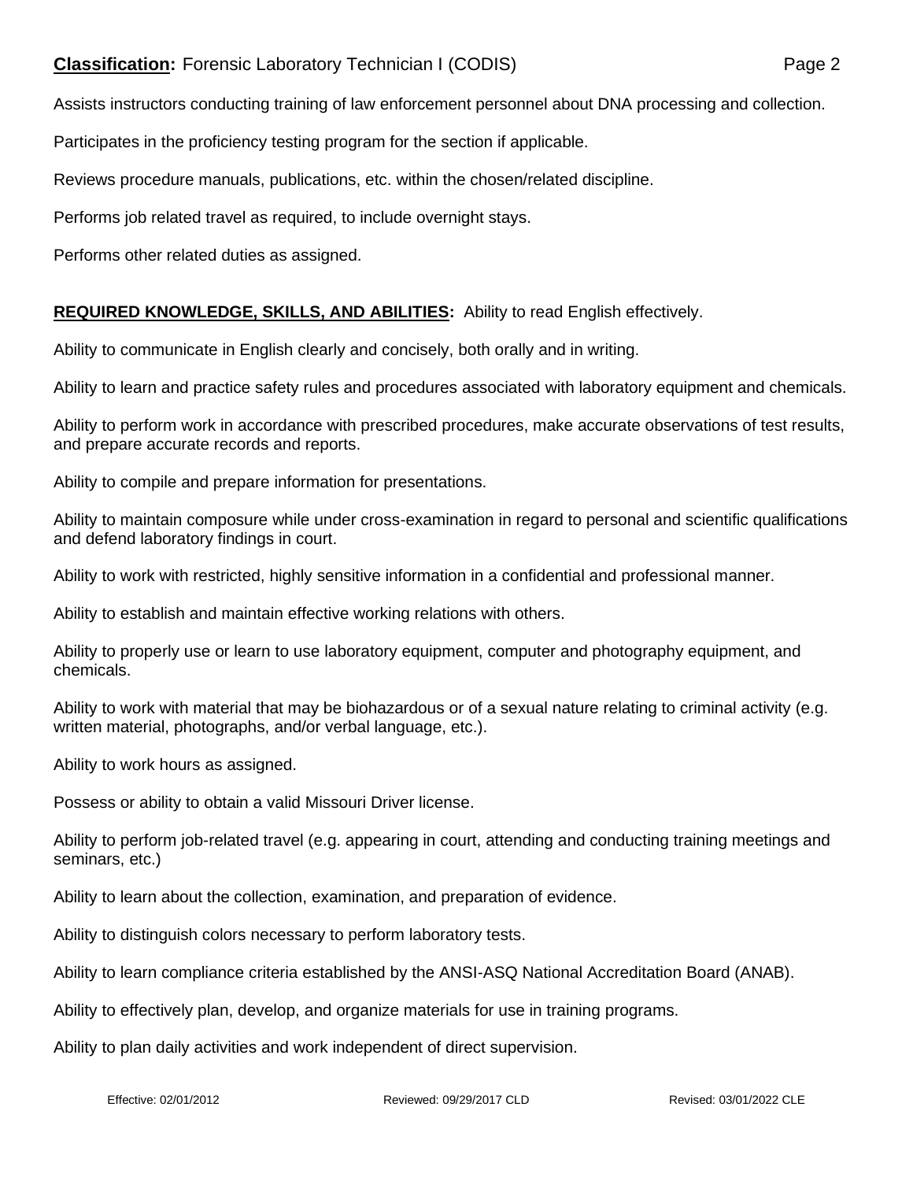Assists instructors conducting training of law enforcement personnel about DNA processing and collection.

Participates in the proficiency testing program for the section if applicable.

Reviews procedure manuals, publications, etc. within the chosen/related discipline.

Performs job related travel as required, to include overnight stays.

Performs other related duties as assigned.

**REQUIRED KNOWLEDGE, SKILLS, AND ABILITIES:** Ability to read English effectively.

Ability to communicate in English clearly and concisely, both orally and in writing.

Ability to learn and practice safety rules and procedures associated with laboratory equipment and chemicals.

Ability to perform work in accordance with prescribed procedures, make accurate observations of test results, and prepare accurate records and reports.

Ability to compile and prepare information for presentations.

Ability to maintain composure while under cross-examination in regard to personal and scientific qualifications and defend laboratory findings in court.

Ability to work with restricted, highly sensitive information in a confidential and professional manner.

Ability to establish and maintain effective working relations with others.

Ability to properly use or learn to use laboratory equipment, computer and photography equipment, and chemicals.

Ability to work with material that may be biohazardous or of a sexual nature relating to criminal activity (e.g. written material, photographs, and/or verbal language, etc.).

Ability to work hours as assigned.

Possess or ability to obtain a valid Missouri Driver license.

Ability to perform job-related travel (e.g. appearing in court, attending and conducting training meetings and seminars, etc.)

Ability to learn about the collection, examination, and preparation of evidence.

Ability to distinguish colors necessary to perform laboratory tests.

Ability to learn compliance criteria established by the ANSI-ASQ National Accreditation Board (ANAB).

Ability to effectively plan, develop, and organize materials for use in training programs.

Ability to plan daily activities and work independent of direct supervision.

Effective: 02/01/2012 Reviewed: 09/29/2017 CLD Revised: 03/01/2022 CLE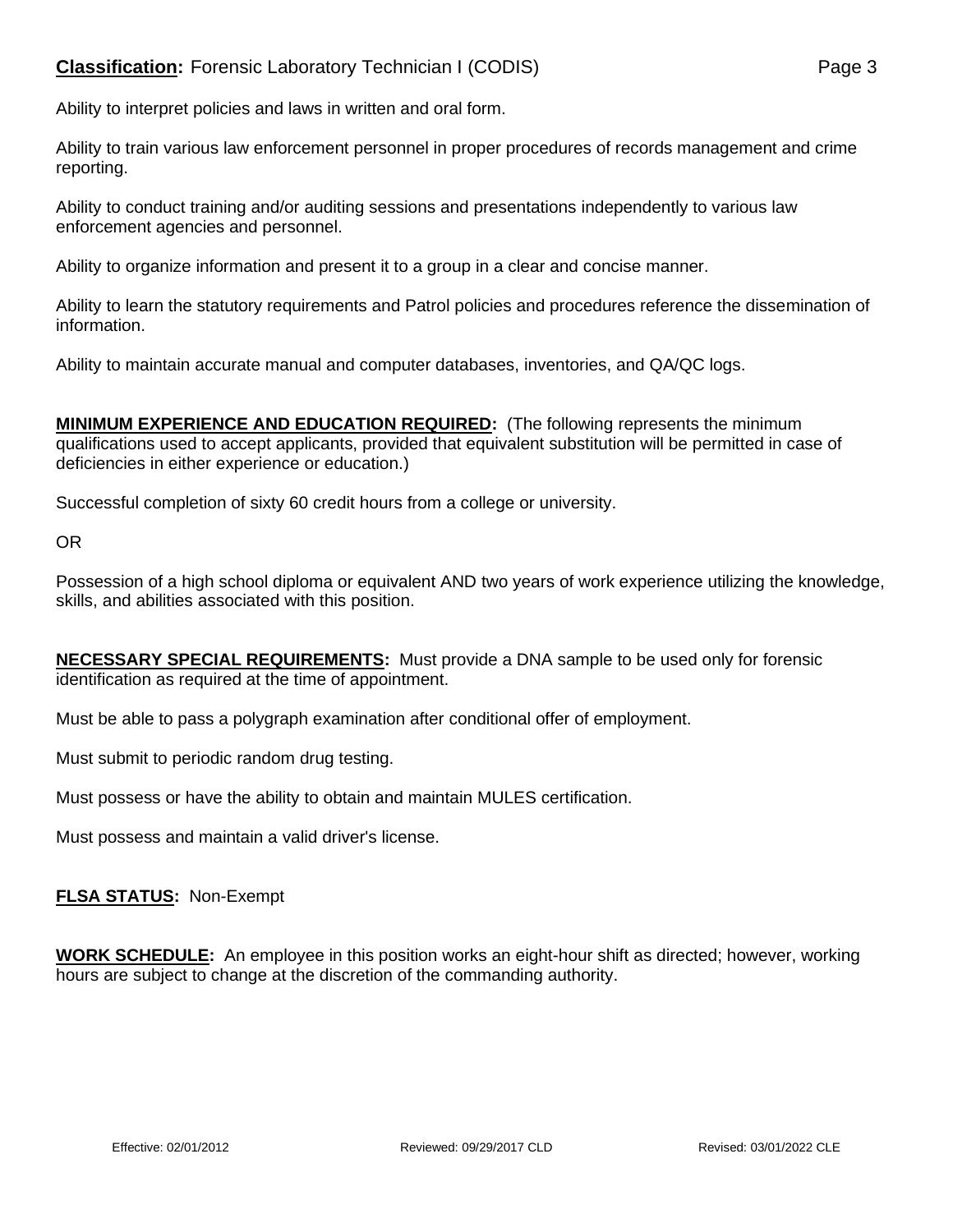Ability to interpret policies and laws in written and oral form.

Ability to train various law enforcement personnel in proper procedures of records management and crime reporting.

Ability to conduct training and/or auditing sessions and presentations independently to various law enforcement agencies and personnel.

Ability to organize information and present it to a group in a clear and concise manner.

Ability to learn the statutory requirements and Patrol policies and procedures reference the dissemination of information.

Ability to maintain accurate manual and computer databases, inventories, and QA/QC logs.

**MINIMUM EXPERIENCE AND EDUCATION REQUIRED:** (The following represents the minimum qualifications used to accept applicants, provided that equivalent substitution will be permitted in case of deficiencies in either experience or education.)

Successful completion of sixty 60 credit hours from a college or university.

OR

Possession of a high school diploma or equivalent AND two years of work experience utilizing the knowledge, skills, and abilities associated with this position.

**NECESSARY SPECIAL REQUIREMENTS:** Must provide a DNA sample to be used only for forensic identification as required at the time of appointment.

Must be able to pass a polygraph examination after conditional offer of employment.

Must submit to periodic random drug testing.

Must possess or have the ability to obtain and maintain MULES certification.

Must possess and maintain a valid driver's license.

**FLSA STATUS:** Non-Exempt

**WORK SCHEDULE:** An employee in this position works an eight-hour shift as directed; however, working hours are subject to change at the discretion of the commanding authority.

Effective: 02/01/2012 Reviewed: 09/29/2017 CLD Revised: 03/01/2022 CLE